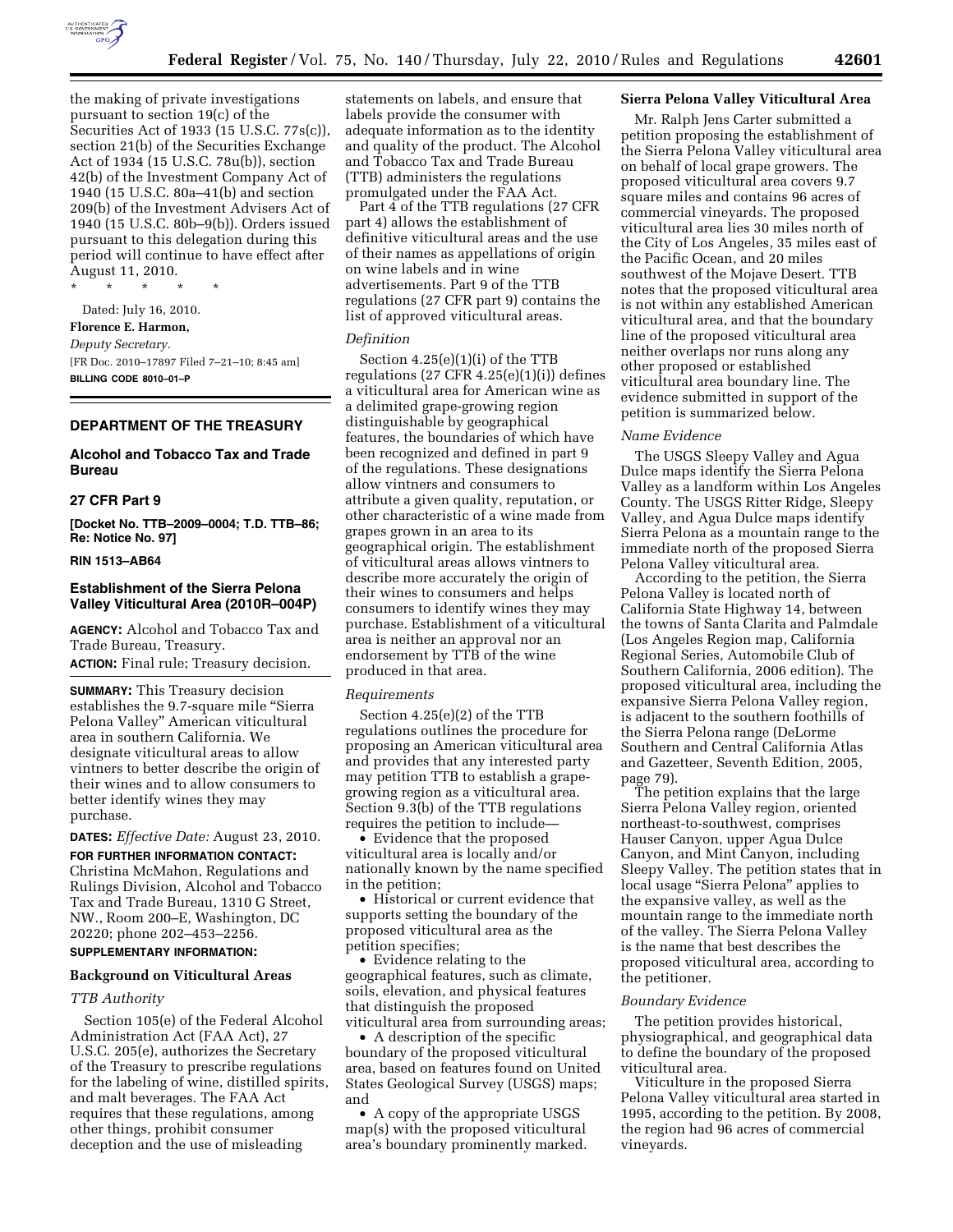the making of private investigations pursuant to section 19(c) of the Securities Act of 1933 (15 U.S.C. 77s(c)), section 21(b) of the Securities Exchange Act of 1934 (15 U.S.C. 78u(b)), section 42(b) of the Investment Company Act of 1940 (15 U.S.C. 80a–41(b) and section 209(b) of the Investment Advisers Act of 1940 (15 U.S.C. 80b–9(b)). Orders issued pursuant to this delegation during this period will continue to have effect after August 11, 2010.

\* \* \* \* \*

Dated: July 16, 2010.

**Florence E. Harmon,**

*Deputy Secretary.*

[FR Doc. 2010–17897 Filed 7–21–10; 8:45 am]

**BILLING CODE 8010–01–P**

---

## DEPARTMENT OF THE TREASURY

### Alcohol and Tobacco Tax and Trade Bureau

### 27 CFR Part 9

**[Docket No. TTB–2009–0004; T.D. TTB–86; Re: Notice No. 97]**

**RIN 1513–AB64**

### Establishment of the Sierra Pelona Valley Viticultural Area (2010R–004P)

**AGENCY:** Alcohol and Tobacco Tax and Trade Bureau, Treasury.

**ACTION:** Final rule; Treasury decision.

**SUMMARY:** This Treasury decision establishes the 9.7-square mile "Sierra Pelona Valley" American viticultural area in southern California. We designate viticultural areas to allow vintners to better describe the origin of their wines and to allow consumers to better identify wines they may purchase.

**DATES:** *Effective Date:* August 23, 2010.

**FOR FURTHER INFORMATION CONTACT:** Christina McMahon, Regulations and Rulings Division, Alcohol and Tobacco Tax and Trade Bureau, 1310 G Street, NW., Room 200–E, Washington, DC 20220; phone 202–453–2256.

**SUPPLEMENTARY INFORMATION:**

### Background on Viticultural Areas

*TTB Authority*

Section 105(e) of the Federal Alcohol Administration Act (FAA Act), 27 U.S.C. 205(e), authorizes the Secretary of the Treasury to prescribe regulations for the labeling of wine, distilled spirits, and malt beverages. The FAA Act requires that these regulations, among other things, prohibit consumer deception and the use of misleading statements on labels, and ensure that labels provide the consumer with adequate information as to the identity and quality of the product. The Alcohol and Tobacco Tax and Trade Bureau (TTB) administers the regulations promulgated under the FAA Act.

Part 4 of the TTB regulations (27 CFR part 4) allows the establishment of definitive viticultural areas and the use of their names as appellations of origin on wine labels and in wine advertisements. Part 9 of the TTB regulations (27 CFR part 9) contains the list of approved viticultural areas.

*Definition*

Section 4.25(e)(1)(i) of the TTB regulations (27 CFR 4.25(e)(1)(i)) defines a viticultural area for American wine as a delimited grape-growing region distinguishable by geographical features, the boundaries of which have been recognized and defined in part 9 of the regulations. These designations allow vintners and consumers to attribute a given quality, reputation, or other characteristic of a wine made from grapes grown in an area to its geographical origin. The establishment of viticultural areas allows vintners to describe more accurately the origin of their wines to consumers and helps consumers to identify wines they may purchase. Establishment of a viticultural area is neither an approval nor an endorsement by TTB of the wine produced in that area.

*Requirements*

Section 4.25(e)(2) of the TTB regulations outlines the procedure for proposing an American viticultural area and provides that any interested party may petition TTB to establish a grape-growing region as a viticultural area. Section 9.3(b) of the TTB regulations requires the petition to include—

- Evidence that the proposed viticultural area is locally and/or nationally known by the name specified in the petition;
- Historical or current evidence that supports setting the boundary of the proposed viticultural area as the petition specifies;
- Evidence relating to the geographical features, such as climate, soils, elevation, and physical features that distinguish the proposed viticultural area from surrounding areas;
- A description of the specific boundary of the proposed viticultural area, based on features found on United States Geological Survey (USGS) maps; and
- A copy of the appropriate USGS map(s) with the proposed viticultural area's boundary prominently marked.

### Sierra Pelona Valley Viticultural Area

Mr. Ralph Jens Carter submitted a petition proposing the establishment of the Sierra Pelona Valley viticultural area on behalf of local grape growers. The proposed viticultural area covers 9.7 square miles and contains 96 acres of commercial vineyards. The proposed viticultural area lies 30 miles north of the City of Los Angeles, 35 miles east of the Pacific Ocean, and 20 miles southwest of the Mojave Desert. TTB notes that the proposed viticultural area is not within any established American viticultural area, and that the boundary line of the proposed viticultural area neither overlaps nor runs along any other proposed or established viticultural area boundary line. The evidence submitted in support of the petition is summarized below.

*Name Evidence*

The USGS Sleepy Valley and Agua Dulce maps identify the Sierra Pelona Valley as a landform within Los Angeles County. The USGS Ritter Ridge, Sleepy Valley, and Agua Dulce maps identify Sierra Pelona as a mountain range to the immediate north of the proposed Sierra Pelona Valley viticultural area.

According to the petition, the Sierra Pelona Valley is located north of California State Highway 14, between the towns of Santa Clarita and Palmdale (Los Angeles Region map, California Regional Series, Automobile Club of Southern California, 2006 edition). The proposed viticultural area, including the expansive Sierra Pelona Valley region, is adjacent to the southern foothills of the Sierra Pelona range (DeLorme Southern and Central California Atlas and Gazetteer, Seventh Edition, 2005, page 79).

The petition explains that the large Sierra Pelona Valley region, oriented northeast-to-southwest, comprises Hauser Canyon, upper Agua Dulce Canyon, and Mint Canyon, including Sleepy Valley. The petition states that in local usage "Sierra Pelona" applies to the expansive valley, as well as the mountain range to the immediate north of the valley. The Sierra Pelona Valley is the name that best describes the proposed viticultural area, according to the petitioner.

*Boundary Evidence*

The petition provides historical, physiographical, and geographical data to define the boundary of the proposed viticultural area.

Viticulture in the proposed Sierra Pelona Valley viticultural area started in 1995, according to the petition. By 2008, the region had 96 acres of commercial vineyards.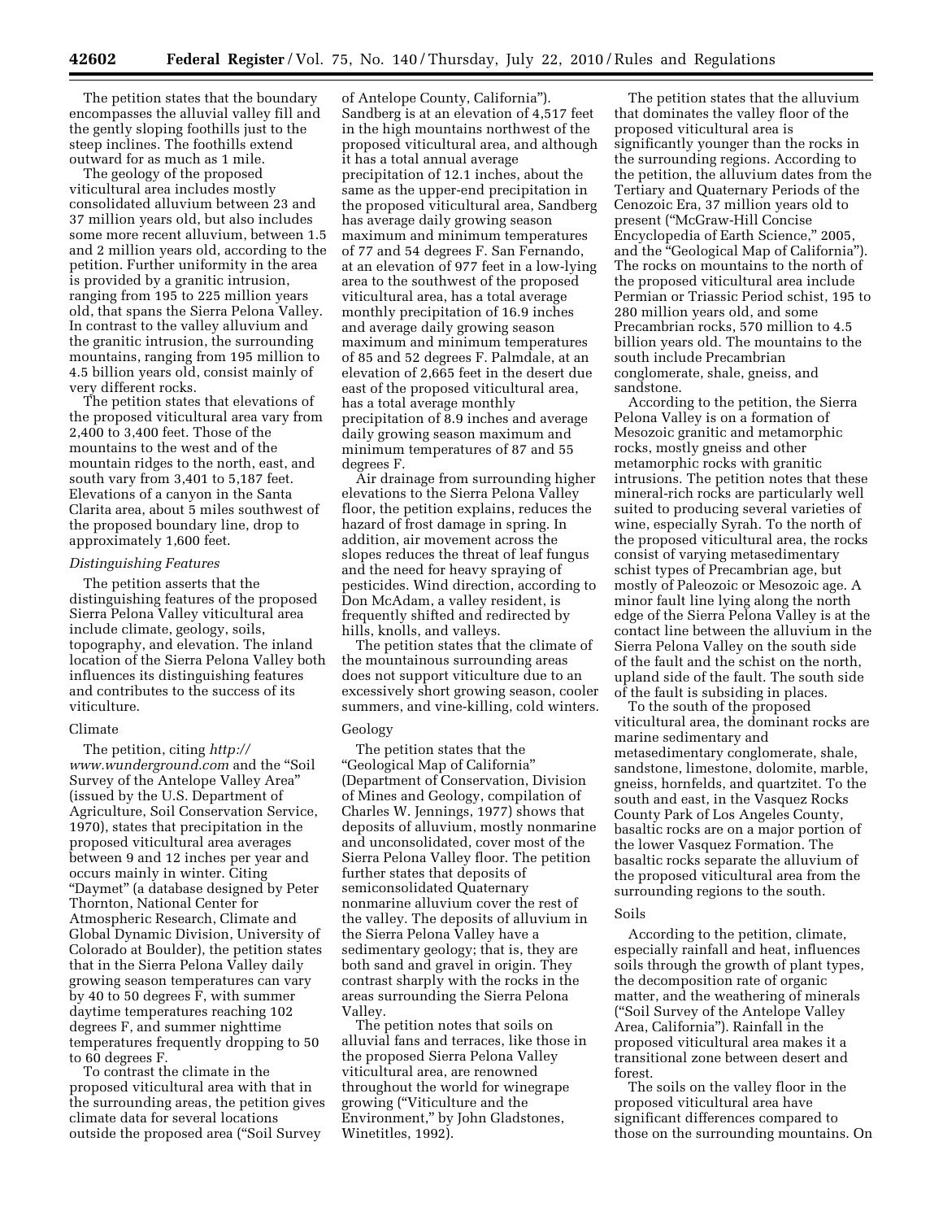The petition states that the boundary encompasses the alluvial valley fill and the gently sloping foothills just to the steep inclines. The foothills extend outward for as much as 1 mile.

The geology of the proposed viticultural area includes mostly consolidated alluvium between 23 and 37 million years old, but also includes some more recent alluvium, between 1.5 and 2 million years old, according to the petition. Further uniformity in the area is provided by a granitic intrusion, ranging from 195 to 225 million years old, that spans the Sierra Pelona Valley. In contrast to the valley alluvium and the granitic intrusion, the surrounding mountains, ranging from 195 million to 4.5 billion years old, consist mainly of very different rocks.

The petition states that elevations of the proposed viticultural area vary from 2,400 to 3,400 feet. Those of the mountains to the west and of the mountain ridges to the north, east, and south vary from 3,401 to 5,187 feet. Elevations of a canyon in the Santa Clarita area, about 5 miles southwest of the proposed boundary line, drop to approximately 1,600 feet.

### *Distinguishing Features*

The petition asserts that the distinguishing features of the proposed Sierra Pelona Valley viticultural area include climate, geology, soils, topography, and elevation. The inland location of the Sierra Pelona Valley both influences its distinguishing features and contributes to the success of its viticulture.

#### Climate

The petition, citing *http://www.wunderground.com* and the "Soil Survey of the Antelope Valley Area" (issued by the U.S. Department of Agriculture, Soil Conservation Service, 1970), states that precipitation in the proposed viticultural area averages between 9 and 12 inches per year and occurs mainly in winter. Citing "Daymet" (a database designed by Peter Thornton, National Center for Atmospheric Research, Climate and Global Dynamic Division, University of Colorado at Boulder), the petition states that in the Sierra Pelona Valley daily growing season temperatures can vary by 40 to 50 degrees F, with summer daytime temperatures reaching 102 degrees F, and summer nighttime temperatures frequently dropping to 50 to 60 degrees F.

To contrast the climate in the proposed viticultural area with that in the surrounding areas, the petition gives climate data for several locations outside the proposed area ("Soil Survey of Antelope County, California"). Sandberg is at an elevation of 4,517 feet in the high mountains northwest of the proposed viticultural area, and although it has a total annual average precipitation of 12.1 inches, about the same as the upper-end precipitation in the proposed viticultural area, Sandberg has average daily growing season maximum and minimum temperatures of 77 and 54 degrees F. San Fernando, at an elevation of 977 feet in a low-lying area to the southwest of the proposed viticultural area, has a total average monthly precipitation of 16.9 inches and average daily growing season maximum and minimum temperatures of 85 and 52 degrees F. Palmdale, at an elevation of 2,665 feet in the desert due east of the proposed viticultural area, has a total average monthly precipitation of 8.9 inches and average daily growing season maximum and minimum temperatures of 87 and 55 degrees F.

Air drainage from surrounding higher elevations to the Sierra Pelona Valley floor, the petition explains, reduces the hazard of frost damage in spring. In addition, air movement across the slopes reduces the threat of leaf fungus and the need for heavy spraying of pesticides. Wind direction, according to Don McAdam, a valley resident, is frequently shifted and redirected by hills, knolls, and valleys.

The petition states that the climate of the mountainous surrounding areas does not support viticulture due to an excessively short growing season, cooler summers, and vine-killing, cold winters.

#### Geology

The petition states that the "Geological Map of California" (Department of Conservation, Division of Mines and Geology, compilation of Charles W. Jennings, 1977) shows that deposits of alluvium, mostly nonmarine and unconsolidated, cover most of the Sierra Pelona Valley floor. The petition further states that deposits of semiconsolidated Quaternary nonmarine alluvium cover the rest of the valley. The deposits of alluvium in the Sierra Pelona Valley have a sedimentary geology; that is, they are both sand and gravel in origin. They contrast sharply with the rocks in the areas surrounding the Sierra Pelona Valley.

The petition notes that soils on alluvial fans and terraces, like those in the proposed Sierra Pelona Valley viticultural area, are renowned throughout the world for winegrape growing ("Viticulture and the Environment," by John Gladstones, Winetitles, 1992).

The petition states that the alluvium that dominates the valley floor of the proposed viticultural area is significantly younger than the rocks in the surrounding regions. According to the petition, the alluvium dates from the Tertiary and Quaternary Periods of the Cenozoic Era, 37 million years old to present ("McGraw-Hill Concise Encyclopedia of Earth Science," 2005, and the "Geological Map of California"). The rocks on mountains to the north of the proposed viticultural area include Permian or Triassic Period schist, 195 to 280 million years old, and some Precambrian rocks, 570 million to 4.5 billion years old. The mountains to the south include Precambrian conglomerate, shale, gneiss, and sandstone.

According to the petition, the Sierra Pelona Valley is on a formation of Mesozoic granitic and metamorphic rocks, mostly gneiss and other metamorphic rocks with granitic intrusions. The petition notes that these mineral-rich rocks are particularly well suited to producing several varieties of wine, especially Syrah. To the north of the proposed viticultural area, the rocks consist of varying metasedimentary schist types of Precambrian age, but mostly of Paleozoic or Mesozoic age. A minor fault line lying along the north edge of the Sierra Pelona Valley is at the contact line between the alluvium in the Sierra Pelona Valley on the south side of the fault and the schist on the north, upland side of the fault. The south side of the fault is subsiding in places.

To the south of the proposed viticultural area, the dominant rocks are marine sedimentary and metasedimentary conglomerate, shale, sandstone, limestone, dolomite, marble, gneiss, hornfelds, and quartzitet. To the south and east, in the Vasquez Rocks County Park of Los Angeles County, basaltic rocks are on a major portion of the lower Vasquez Formation. The basaltic rocks separate the alluvium of the proposed viticultural area from the surrounding regions to the south.

#### Soils

According to the petition, climate, especially rainfall and heat, influences soils through the growth of plant types, the decomposition rate of organic matter, and the weathering of minerals ("Soil Survey of the Antelope Valley Area, California"). Rainfall in the proposed viticultural area makes it a transitional zone between desert and forest.

The soils on the valley floor in the proposed viticultural area have significant differences compared to those on the surrounding mountains. On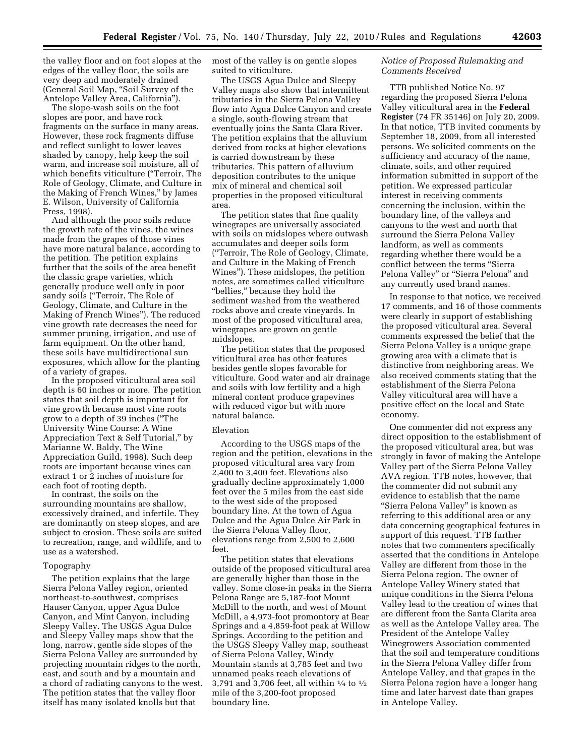the valley floor and on foot slopes at the edges of the valley floor, the soils are very deep and moderately drained (General Soil Map, "Soil Survey of the Antelope Valley Area, California").

The slope-wash soils on the foot slopes are poor, and have rock fragments on the surface in many areas. However, these rock fragments diffuse and reflect sunlight to lower leaves shaded by canopy, help keep the soil warm, and increase soil moisture, all of which benefits viticulture ("Terroir, The Role of Geology, Climate, and Culture in the Making of French Wines," by James E. Wilson, University of California Press, 1998).

And although the poor soils reduce the growth rate of the vines, the wines made from the grapes of those vines have more natural balance, according to the petition. The petition explains further that the soils of the area benefit the classic grape varieties, which generally produce well only in poor sandy soils ("Terroir, The Role of Geology, Climate, and Culture in the Making of French Wines"). The reduced vine growth rate decreases the need for summer pruning, irrigation, and use of farm equipment. On the other hand, these soils have multidirectional sun exposures, which allow for the planting of a variety of grapes.

In the proposed viticultural area soil depth is 60 inches or more. The petition states that soil depth is important for vine growth because most vine roots grow to a depth of 39 inches ("The University Wine Course: A Wine Appreciation Text & Self Tutorial," by Marianne W. Baldy, The Wine Appreciation Guild, 1998). Such deep roots are important because vines can extract 1 or 2 inches of moisture for each foot of rooting depth.

In contrast, the soils on the surrounding mountains are shallow, excessively drained, and infertile. They are dominantly on steep slopes, and are subject to erosion. These soils are suited to recreation, range, and wildlife, and to use as a watershed.

### Topography

The petition explains that the large Sierra Pelona Valley region, oriented northeast-to-southwest, comprises Hauser Canyon, upper Agua Dulce Canyon, and Mint Canyon, including Sleepy Valley. The USGS Agua Dulce and Sleepy Valley maps show that the long, narrow, gentle side slopes of the Sierra Pelona Valley are surrounded by projecting mountain ridges to the north, east, and south and by a mountain and a chord of radiating canyons to the west. The petition states that the valley floor itself has many isolated knolls but that most of the valley is on gentle slopes suited to viticulture.

The USGS Agua Dulce and Sleepy Valley maps also show that intermittent tributaries in the Sierra Pelona Valley flow into Agua Dulce Canyon and create a single, south-flowing stream that eventually joins the Santa Clara River. The petition explains that the alluvium derived from rocks at higher elevations is carried downstream by these tributaries. This pattern of alluvium deposition contributes to the unique mix of mineral and chemical soil properties in the proposed viticultural area.

The petition states that fine quality winegrapes are universally associated with soils on midslopes where outwash accumulates and deeper soils form ("Terroir, The Role of Geology, Climate, and Culture in the Making of French Wines"). These midslopes, the petition notes, are sometimes called viticulture "bellies," because they hold the sediment washed from the weathered rocks above and create vineyards. In most of the proposed viticultural area, winegrapes are grown on gentle midslopes.

The petition states that the proposed viticultural area has other features besides gentle slopes favorable for viticulture. Good water and air drainage and soils with low fertility and a high mineral content produce grapevines with reduced vigor but with more natural balance.

### Elevation

According to the USGS maps of the region and the petition, elevations in the proposed viticultural area vary from 2,400 to 3,400 feet. Elevations also gradually decline approximately 1,000 feet over the 5 miles from the east side to the west side of the proposed boundary line. At the town of Agua Dulce and the Agua Dulce Air Park in the Sierra Pelona Valley floor, elevations range from 2,500 to 2,600 feet.

The petition states that elevations outside of the proposed viticultural area are generally higher than those in the valley. Some close-in peaks in the Sierra Pelona Range are 5,187-foot Mount McDill to the north, and west of Mount McDill, a 4,973-foot promontory at Bear Springs and a 4,859-foot peak at Willow Springs. According to the petition and the USGS Sleepy Valley map, southeast of Sierra Pelona Valley, Windy Mountain stands at 3,785 feet and two unnamed peaks reach elevations of 3,791 and 3,706 feet, all within ¼ to ½ mile of the 3,200-foot proposed boundary line.

### *Notice of Proposed Rulemaking and Comments Received*

TTB published Notice No. 97 regarding the proposed Sierra Pelona Valley viticultural area in the **Federal Register** (74 FR 35146) on July 20, 2009. In that notice, TTB invited comments by September 18, 2009, from all interested persons. We solicited comments on the sufficiency and accuracy of the name, climate, soils, and other required information submitted in support of the petition. We expressed particular interest in receiving comments concerning the inclusion, within the boundary line, of the valleys and canyons to the west and north that surround the Sierra Pelona Valley landform, as well as comments regarding whether there would be a conflict between the terms "Sierra Pelona Valley" or "Sierra Pelona" and any currently used brand names.

In response to that notice, we received 17 comments, and 16 of those comments were clearly in support of establishing the proposed viticultural area. Several comments expressed the belief that the Sierra Pelona Valley is a unique grape growing area with a climate that is distinctive from neighboring areas. We also received comments stating that the establishment of the Sierra Pelona Valley viticultural area will have a positive effect on the local and State economy.

One commenter did not express any direct opposition to the establishment of the proposed viticultural area, but was strongly in favor of making the Antelope Valley part of the Sierra Pelona Valley AVA region. TTB notes, however, that the commenter did not submit any evidence to establish that the name "Sierra Pelona Valley" is known as referring to this additional area or any data concerning geographical features in support of this request. TTB further notes that two commenters specifically asserted that the conditions in Antelope Valley are different from those in the Sierra Pelona region. The owner of Antelope Valley Winery stated that unique conditions in the Sierra Pelona Valley lead to the creation of wines that are different from the Santa Clarita area as well as the Antelope Valley area. The President of the Antelope Valley Winegrowers Association commented that the soil and temperature conditions in the Sierra Pelona Valley differ from Antelope Valley, and that grapes in the Sierra Pelona region have a longer hang time and later harvest date than grapes in Antelope Valley.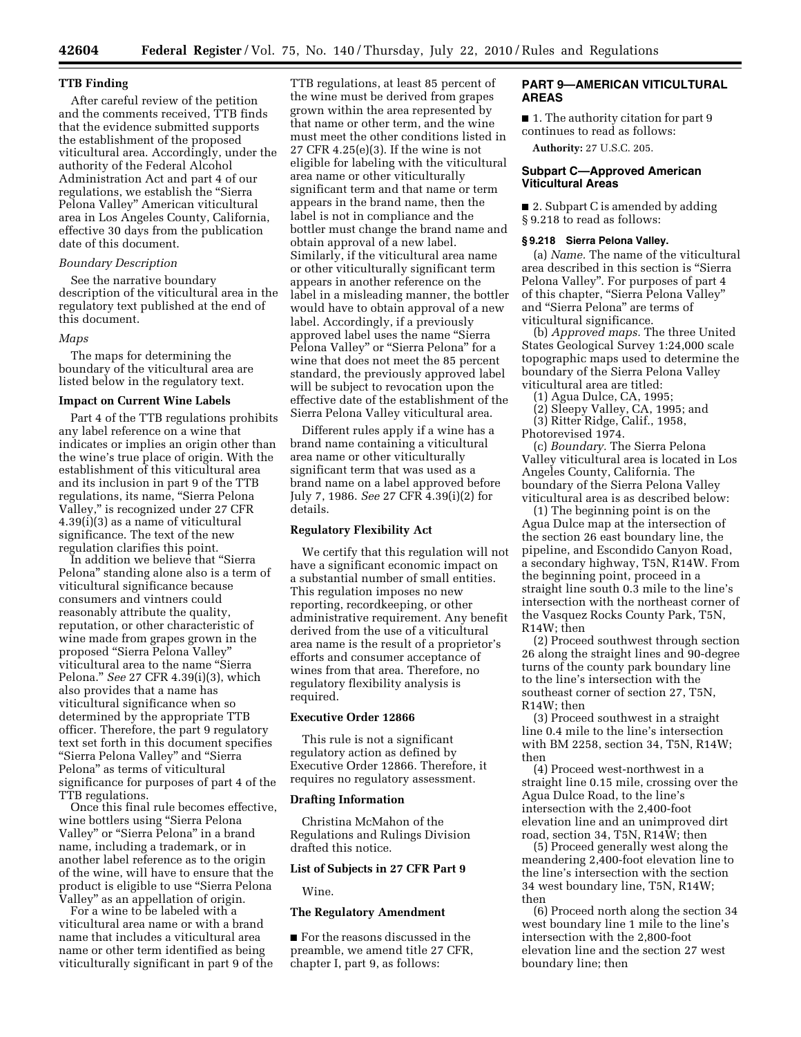### TTB Finding

After careful review of the petition and the comments received, TTB finds that the evidence submitted supports the establishment of the proposed viticultural area. Accordingly, under the authority of the Federal Alcohol Administration Act and part 4 of our regulations, we establish the "Sierra Pelona Valley" American viticultural area in Los Angeles County, California, effective 30 days from the publication date of this document.

*Boundary Description*

See the narrative boundary description of the viticultural area in the regulatory text published at the end of this document.

*Maps*

The maps for determining the boundary of the viticultural area are listed below in the regulatory text.

### Impact on Current Wine Labels

Part 4 of the TTB regulations prohibits any label reference on a wine that indicates or implies an origin other than the wine's true place of origin. With the establishment of this viticultural area and its inclusion in part 9 of the TTB regulations, its name, "Sierra Pelona Valley," is recognized under 27 CFR 4.39(i)(3) as a name of viticultural significance. The text of the new regulation clarifies this point.

In addition we believe that "Sierra Pelona" standing alone also is a term of viticultural significance because consumers and vintners could reasonably attribute the quality, reputation, or other characteristic of wine made from grapes grown in the proposed "Sierra Pelona Valley" viticultural area to the name "Sierra Pelona." *See* 27 CFR 4.39(i)(3), which also provides that a name has viticultural significance when so determined by the appropriate TTB officer. Therefore, the part 9 regulatory text set forth in this document specifies "Sierra Pelona Valley" and "Sierra Pelona" as terms of viticultural significance for purposes of part 4 of the TTB regulations.

Once this final rule becomes effective, wine bottlers using "Sierra Pelona Valley" or "Sierra Pelona" in a brand name, including a trademark, or in another label reference as to the origin of the wine, will have to ensure that the product is eligible to use "Sierra Pelona Valley" as an appellation of origin.

For a wine to be labeled with a viticultural area name or with a brand name that includes a viticultural area name or other term identified as being viticulturally significant in part 9 of the TTB regulations, at least 85 percent of the wine must be derived from grapes grown within the area represented by that name or other term, and the wine must meet the other conditions listed in 27 CFR 4.25(e)(3). If the wine is not eligible for labeling with the viticultural area name or other viticulturally significant term and that name or term appears in the brand name, then the label is not in compliance and the bottler must change the brand name and obtain approval of a new label. Similarly, if the viticultural area name or other viticulturally significant term appears in another reference on the label in a misleading manner, the bottler would have to obtain approval of a new label. Accordingly, if a previously approved label uses the name "Sierra Pelona Valley" or "Sierra Pelona" for a wine that does not meet the 85 percent standard, the previously approved label will be subject to revocation upon the effective date of the establishment of the Sierra Pelona Valley viticultural area.

Different rules apply if a wine has a brand name containing a viticultural area name or other viticulturally significant term that was used as a brand name on a label approved before July 7, 1986. *See* 27 CFR 4.39(i)(2) for details.

### Regulatory Flexibility Act

We certify that this regulation will not have a significant economic impact on a substantial number of small entities. This regulation imposes no new reporting, recordkeeping, or other administrative requirement. Any benefit derived from the use of a viticultural area name is the result of a proprietor's efforts and consumer acceptance of wines from that area. Therefore, no regulatory flexibility analysis is required.

### Executive Order 12866

This rule is not a significant regulatory action as defined by Executive Order 12866. Therefore, it requires no regulatory assessment.

### Drafting Information

Christina McMahon of the Regulations and Rulings Division drafted this notice.

### List of Subjects in 27 CFR Part 9

Wine.

### The Regulatory Amendment

■ For the reasons discussed in the preamble, we amend title 27 CFR, chapter I, part 9, as follows:

## PART 9—AMERICAN VITICULTURAL AREAS

■ 1. The authority citation for part 9 continues to read as follows:

**Authority:** 27 U.S.C. 205.

### Subpart C—Approved American Viticultural Areas

■ 2. Subpart C is amended by adding § 9.218 to read as follows:

#### § 9.218 Sierra Pelona Valley.

(a) *Name.* The name of the viticultural area described in this section is "Sierra Pelona Valley". For purposes of part 4 of this chapter, "Sierra Pelona Valley" and "Sierra Pelona" are terms of viticultural significance.

(b) *Approved maps.* The three United States Geological Survey 1:24,000 scale topographic maps used to determine the boundary of the Sierra Pelona Valley viticultural area are titled:

(1) Agua Dulce, CA, 1995;

(2) Sleepy Valley, CA, 1995; and

(3) Ritter Ridge, Calif., 1958, Photorevised 1974.

(c) *Boundary.* The Sierra Pelona Valley viticultural area is located in Los Angeles County, California. The boundary of the Sierra Pelona Valley viticultural area is as described below:

(1) The beginning point is on the Agua Dulce map at the intersection of the section 26 east boundary line, the pipeline, and Escondido Canyon Road, a secondary highway, T5N, R14W. From the beginning point, proceed in a straight line south 0.3 mile to the line's intersection with the northeast corner of the Vasquez Rocks County Park, T5N, R14W; then

(2) Proceed southwest through section 26 along the straight lines and 90-degree turns of the county park boundary line to the line's intersection with the southeast corner of section 27, T5N, R14W; then

(3) Proceed southwest in a straight line 0.4 mile to the line's intersection with BM 2258, section 34, T5N, R14W; then

(4) Proceed west-northwest in a straight line 0.15 mile, crossing over the Agua Dulce Road, to the line's intersection with the 2,400-foot elevation line and an unimproved dirt road, section 34, T5N, R14W; then

(5) Proceed generally west along the meandering 2,400-foot elevation line to the line's intersection with the section 34 west boundary line, T5N, R14W; then

(6) Proceed north along the section 34 west boundary line 1 mile to the line's intersection with the 2,800-foot elevation line and the section 27 west boundary line; then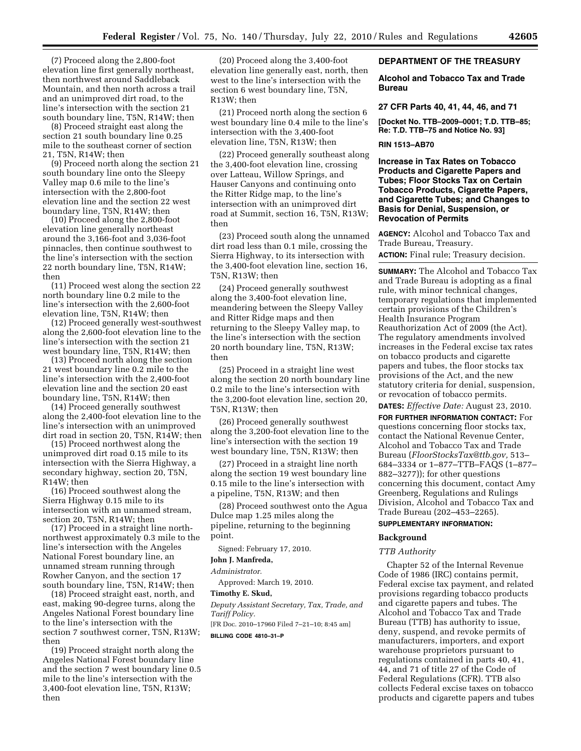(7) Proceed along the 2,800-foot elevation line first generally northeast, then northwest around Saddleback Mountain, and then north across a trail and an unimproved dirt road, to the line's intersection with the section 21 south boundary line, T5N, R14W; then

(8) Proceed straight east along the section 21 south boundary line 0.25 mile to the southeast corner of section 21, T5N, R14W; then

(9) Proceed north along the section 21 south boundary line onto the Sleepy Valley map 0.6 mile to the line's intersection with the 2,800-foot elevation line and the section 22 west boundary line, T5N, R14W; then

(10) Proceed along the 2,800-foot elevation line generally northeast around the 3,166-foot and 3,036-foot pinnacles, then continue southwest to the line's intersection with the section 22 north boundary line, T5N, R14W; then

(11) Proceed west along the section 22 north boundary line 0.2 mile to the line's intersection with the 2,600-foot elevation line, T5N, R14W; then

(12) Proceed generally west-southwest along the 2,600-foot elevation line to the line's intersection with the section 21 west boundary line, T5N, R14W; then

(13) Proceed north along the section 21 west boundary line 0.2 mile to the line's intersection with the 2,400-foot elevation line and the section 20 east boundary line, T5N, R14W; then

(14) Proceed generally southwest along the 2,400-foot elevation line to the line's intersection with an unimproved dirt road in section 20, T5N, R14W; then

(15) Proceed northwest along the unimproved dirt road 0.15 mile to its intersection with the Sierra Highway, a secondary highway, section 20, T5N, R14W; then

(16) Proceed southwest along the Sierra Highway 0.15 mile to its intersection with an unnamed stream, section 20, T5N, R14W; then

(17) Proceed in a straight line north-northwest approximately 0.3 mile to the line's intersection with the Angeles National Forest boundary line, an unnamed stream running through Rowher Canyon, and the section 17 south boundary line, T5N, R14W; then

(18) Proceed straight east, north, and east, making 90-degree turns, along the Angeles National Forest boundary line to the line's intersection with the section 7 southwest corner, T5N, R13W; then

(19) Proceed straight north along the Angeles National Forest boundary line and the section 7 west boundary line 0.5 mile to the line's intersection with the 3,400-foot elevation line, T5N, R13W; then

(20) Proceed along the 3,400-foot elevation line generally east, north, then west to the line's intersection with the section 6 west boundary line, T5N, R13W; then

(21) Proceed north along the section 6 west boundary line 0.4 mile to the line's intersection with the 3,400-foot elevation line, T5N, R13W; then

(22) Proceed generally southeast along the 3,400-foot elevation line, crossing over Latteau, Willow Springs, and Hauser Canyons and continuing onto the Ritter Ridge map, to the line's intersection with an unimproved dirt road at Summit, section 16, T5N, R13W; then

(23) Proceed south along the unnamed dirt road less than 0.1 mile, crossing the Sierra Highway, to its intersection with the 3,400-foot elevation line, section 16, T5N, R13W; then

(24) Proceed generally southwest along the 3,400-foot elevation line, meandering between the Sleepy Valley and Ritter Ridge maps and then returning to the Sleepy Valley map, to the line's intersection with the section 20 north boundary line, T5N, R13W; then

(25) Proceed in a straight line west along the section 20 north boundary line 0.2 mile to the line's intersection with the 3,200-foot elevation line, section 20, T5N, R13W; then

(26) Proceed generally southwest along the 3,200-foot elevation line to the line's intersection with the section 19 west boundary line, T5N, R13W; then

(27) Proceed in a straight line north along the section 19 west boundary line 0.15 mile to the line's intersection with a pipeline, T5N, R13W; and then

(28) Proceed southwest onto the Agua Dulce map 1.25 miles along the pipeline, returning to the beginning point.

Signed: February 17, 2010.

**John J. Manfreda,**

*Administrator.*

Approved: March 19, 2010.

**Timothy E. Skud,**

*Deputy Assistant Secretary, Tax, Trade, and Tariff Policy.*

[FR Doc. 2010–17960 Filed 7–21–10; 8:45 am]

**BILLING CODE 4810–31–P**

## DEPARTMENT OF THE TREASURY

## Alcohol and Tobacco Tax and Trade Bureau

### 27 CFR Parts 40, 41, 44, 46, and 71

**[Docket No. TTB–2009–0001; T.D. TTB–85; Re: T.D. TTB–75 and Notice No. 93]**

**RIN 1513–AB70**

## Increase in Tax Rates on Tobacco Products and Cigarette Papers and Tubes; Floor Stocks Tax on Certain Tobacco Products, Cigarette Papers, and Cigarette Tubes; and Changes to Basis for Denial, Suspension, or Revocation of Permits

**AGENCY:** Alcohol and Tobacco Tax and Trade Bureau, Treasury.

**ACTION:** Final rule; Treasury decision.

**SUMMARY:** The Alcohol and Tobacco Tax and Trade Bureau is adopting as a final rule, with minor technical changes, temporary regulations that implemented certain provisions of the Children's Health Insurance Program Reauthorization Act of 2009 (the Act). The regulatory amendments involved increases in the Federal excise tax rates on tobacco products and cigarette papers and tubes, the floor stocks tax provisions of the Act, and the new statutory criteria for denial, suspension, or revocation of tobacco permits.

**DATES:** *Effective Date:* August 23, 2010.

**FOR FURTHER INFORMATION CONTACT:** For questions concerning floor stocks tax, contact the National Revenue Center, Alcohol and Tobacco Tax and Trade Bureau (*FloorStocksTax@ttb.gov,* 513–684–3334 or 1–877–TTB–FAQS (1–877–882–3277)); for other questions concerning this document, contact Amy Greenberg, Regulations and Rulings Division, Alcohol and Tobacco Tax and Trade Bureau (202–453–2265).

**SUPPLEMENTARY INFORMATION:**

### Background

*TTB Authority*

Chapter 52 of the Internal Revenue Code of 1986 (IRC) contains permit, Federal excise tax payment, and related provisions regarding tobacco products and cigarette papers and tubes. The Alcohol and Tobacco Tax and Trade Bureau (TTB) has authority to issue, deny, suspend, and revoke permits of manufacturers, importers, and export warehouse proprietors pursuant to regulations contained in parts 40, 41, 44, and 71 of title 27 of the Code of Federal Regulations (CFR). TTB also collects Federal excise taxes on tobacco products and cigarette papers and tubes